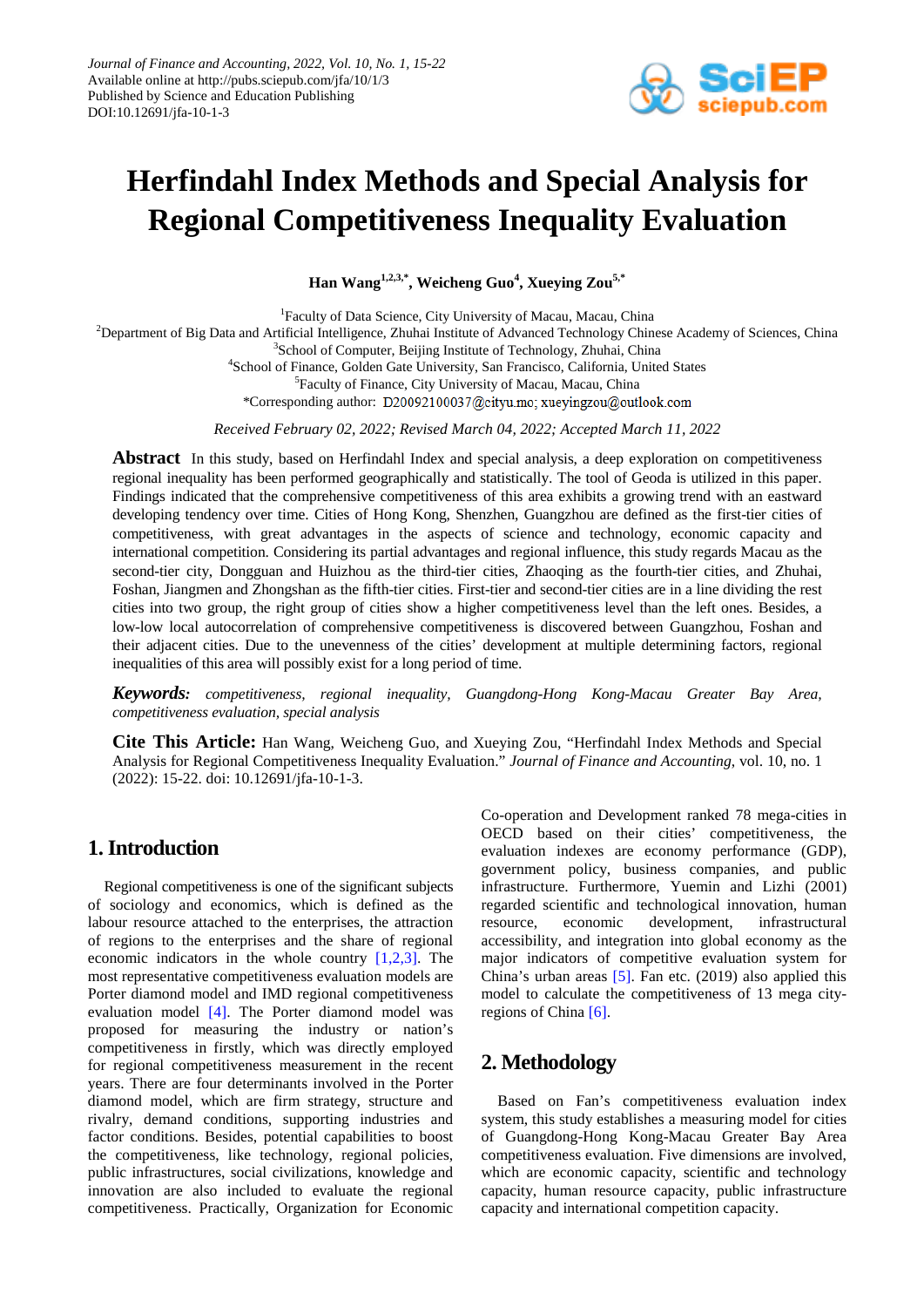# Herfindahl Index Methods and Special Analysis for Regional Competitiveness Inequality Evaluation

**Han Wang[1,2,3,*], Weicheng Guo[4], Xueying Zou[5,*]**

[1]Faculty of Data Science, City University of Macau, Macau, China
[2]Department of Big Data and Artificial Intelligence, Zhuhai Institute of Advanced Technology Chinese Academy of Sciences, China
[3]School of Computer, Beijing Institute of Technology, Zhuhai, China
[4]School of Finance, Golden Gate University, San Francisco, California, United States
[5]Faculty of Finance, City University of Macau, Macau, China
*Corresponding author: D20092100037@cityu.mo; xueyingzou@outlook.com

*Received February 02, 2022; Revised March 04, 2022; Accepted March 11, 2022*

**Abstract** In this study, based on Herfindahl Index and special analysis, a deep exploration on competitiveness regional inequality has been performed geographically and statistically. The tool of Geoda is utilized in this paper. Findings indicated that the comprehensive competitiveness of this area exhibits a growing trend with an eastward developing tendency over time. Cities of Hong Kong, Shenzhen, Guangzhou are defined as the first-tier cities of competitiveness, with great advantages in the aspects of science and technology, economic capacity and international competition. Considering its partial advantages and regional influence, this study regards Macau as the second-tier city, Dongguan and Huizhou as the third-tier cities, Zhaoqing as the fourth-tier cities, and Zhuhai, Foshan, Jiangmen and Zhongshan as the fifth-tier cities. First-tier and second-tier cities are in a line dividing the rest cities into two group, the right group of cities show a higher competitiveness level than the left ones. Besides, a low-low local autocorrelation of comprehensive competitiveness is discovered between Guangzhou, Foshan and their adjacent cities. Due to the unevenness of the cities' development at multiple determining factors, regional inequalities of this area will possibly exist for a long period of time.

***Keywords:*** *competitiveness, regional inequality, Guangdong-Hong Kong-Macau Greater Bay Area, competitiveness evaluation, special analysis*

**Cite This Article:** Han Wang, Weicheng Guo, and Xueying Zou, "Herfindahl Index Methods and Special Analysis for Regional Competitiveness Inequality Evaluation." *Journal of Finance and Accounting*, vol. 10, no. 1 (2022): 15-22. doi: 10.12691/jfa-10-1-3.

## 1. Introduction

Regional competitiveness is one of the significant subjects of sociology and economics, which is defined as the labour resource attached to the enterprises, the attraction of regions to the enterprises and the share of regional economic indicators in the whole country [1,2,3]. The most representative competitiveness evaluation models are Porter diamond model and IMD regional competitiveness evaluation model [4]. The Porter diamond model was proposed for measuring the industry or nation's competitiveness in firstly, which was directly employed for regional competitiveness measurement in the recent years. There are four determinants involved in the Porter diamond model, which are firm strategy, structure and rivalry, demand conditions, supporting industries and factor conditions. Besides, potential capabilities to boost the competitiveness, like technology, regional policies, public infrastructures, social civilizations, knowledge and innovation are also included to evaluate the regional competitiveness. Practically, Organization for Economic Co-operation and Development ranked 78 mega-cities in OECD based on their cities' competitiveness, the evaluation indexes are economy performance (GDP), government policy, business companies, and public infrastructure. Furthermore, Yuemin and Lizhi (2001) regarded scientific and technological innovation, human resource, economic development, infrastructural accessibility, and integration into global economy as the major indicators of competitive evaluation system for China's urban areas [5]. Fan etc. (2019) also applied this model to calculate the competitiveness of 13 mega city-regions of China [6].

## 2. Methodology

Based on Fan's competitiveness evaluation index system, this study establishes a measuring model for cities of Guangdong-Hong Kong-Macau Greater Bay Area competitiveness evaluation. Five dimensions are involved, which are economic capacity, scientific and technology capacity, human resource capacity, public infrastructure capacity and international competition capacity.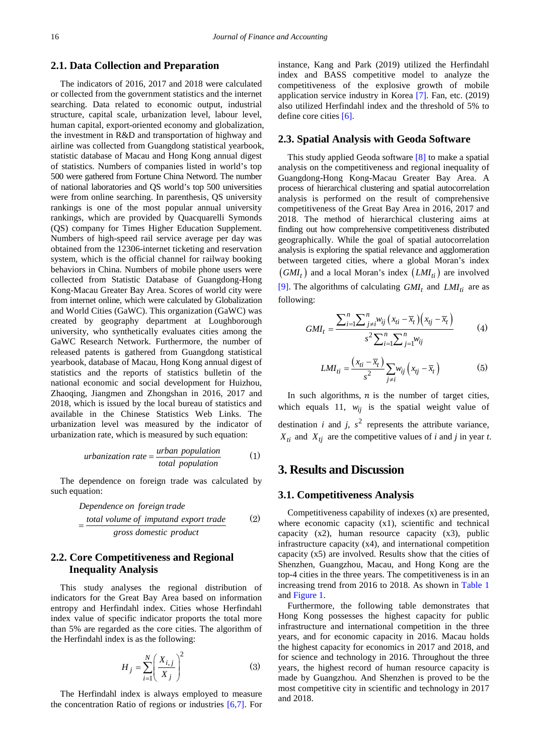## 2.1. Data Collection and Preparation

The indicators of 2016, 2017 and 2018 were calculated or collected from the government statistics and the internet searching. Data related to economic output, industrial structure, capital scale, urbanization level, labour level, human capital, export-oriented economy and globalization, the investment in R&D and transportation of highway and airline was collected from Guangdong statistical yearbook, statistic database of Macau and Hong Kong annual digest of statistics. Numbers of companies listed in world's top 500 were gathered from Fortune China Netword. The number of national laboratories and QS world's top 500 universities were from online searching. In parenthesis, QS university rankings is one of the most popular annual university rankings, which are provided by Quacquarelli Symonds (QS) company for Times Higher Education Supplement. Numbers of high-speed rail service average per day was obtained from the 12306-internet ticketing and reservation system, which is the official channel for railway booking behaviors in China. Numbers of mobile phone users were collected from Statistic Database of Guangdong-Hong Kong-Macau Greater Bay Area. Scores of world city were from internet online, which were calculated by Globalization and World Cities (GaWC). This organization (GaWC) was created by geography department at Loughborough university, who synthetically evaluates cities among the GaWC Research Network. Furthermore, the number of released patents is gathered from Guangdong statistical yearbook, database of Macau, Hong Kong annual digest of statistics and the reports of statistics bulletin of the national economic and social development for Huizhou, Zhaoqing, Jiangmen and Zhongshan in 2016, 2017 and 2018, which is issued by the local bureau of statistics and available in the Chinese Statistics Web Links. The urbanization level was measured by the indicator of urbanization rate, which is measured by such equation:

$$urbanization\ rate = \frac{urban\ population}{total\ population} \tag{1}$$

The dependence on foreign trade was calculated by such equation:

$$Dependence\ on\ foreign\ trade = \frac{total\ volume\ of\ imputand\ export\ trade}{gross\ domestic\ product} \tag{2}$$

## 2.2. Core Competitiveness and Regional Inequality Analysis

This study analyses the regional distribution of indicators for the Great Bay Area based on information entropy and Herfindahl index. Cities whose Herfindahl index value of specific indicator proports the total more than 5% are regarded as the core cities. The algorithm of the Herfindahl index is as the following:

$$H_j = \sum_{i=1}^{N} \left( \frac{X_{i,j}}{X_j} \right)^2 \tag{3}$$

The Herfindahl index is always employed to measure the concentration Ratio of regions or industries [6,7]. For instance, Kang and Park (2019) utilized the Herfindahl index and BASS competitive model to analyze the competitiveness of the explosive growth of mobile application service industry in Korea [7]. Fan, etc. (2019) also utilized Herfindahl index and the threshold of 5% to define core cities [6].

## 2.3. Spatial Analysis with Geoda Software

This study applied Geoda software [8] to make a spatial analysis on the competitiveness and regional inequality of Guangdong-Hong Kong-Macau Greater Bay Area. A process of hierarchical clustering and spatial autocorrelation analysis is performed on the result of comprehensive competitiveness of the Great Bay Area in 2016, 2017 and 2018. The method of hierarchical clustering aims at finding out how comprehensive competitiveness distributed geographically. While the goal of spatial autocorrelation analysis is exploring the spatial relevance and agglomeration between targeted cities, where a global Moran's index $(GMI_t)$ and a local Moran's index $(LMI_{ti})$ are involved [9]. The algorithms of calculating $GMI_t$ and $LMI_{ti}$ are as following:

$$GMI_t = \frac{\sum_{i=1}^{n}\sum_{j\neq i}^{n} w_{ij}\left(x_{ti}-\overline{x}_t\right)\left(x_{tj}-\overline{x}_t\right)}{s^2 \sum_{i=1}^{n}\sum_{j=1}^{n} w_{ij}} \tag{4}$$

$$LMI_{ti} = \frac{\left(x_{ti}-\overline{x}_t\right)}{s^2} \sum_{j\neq i} w_{ij}\left(x_{tj}-\overline{x}_t\right) \tag{5}$$

In such algorithms, $n$ is the number of target cities, which equals 11, $w_{ij}$ is the spatial weight value of destination $i$ and $j$, $s^2$ represents the attribute variance, $X_{ti}$ and $X_{tj}$ are the competitive values of $i$ and $j$ in year $t$.

# 3. Results and Discussion

## 3.1. Competitiveness Analysis

Competitiveness capability of indexes (x) are presented, where economic capacity (x1), scientific and technical capacity (x2), human resource capacity (x3), public infrastructure capacity (x4), and international competition capacity (x5) are involved. Results show that the cities of Shenzhen, Guangzhou, Macau, and Hong Kong are the top-4 cities in the three years. The competitiveness is in an increasing trend from 2016 to 2018. As shown in Table 1 and Figure 1.

Furthermore, the following table demonstrates that Hong Kong possesses the highest capacity for public infrastructure and international competition in the three years, and for economic capacity in 2016. Macau holds the highest capacity for economics in 2017 and 2018, and for science and technology in 2016. Throughout the three years, the highest record of human resource capacity is made by Guangzhou. And Shenzhen is proved to be the most competitive city in scientific and technology in 2017 and 2018.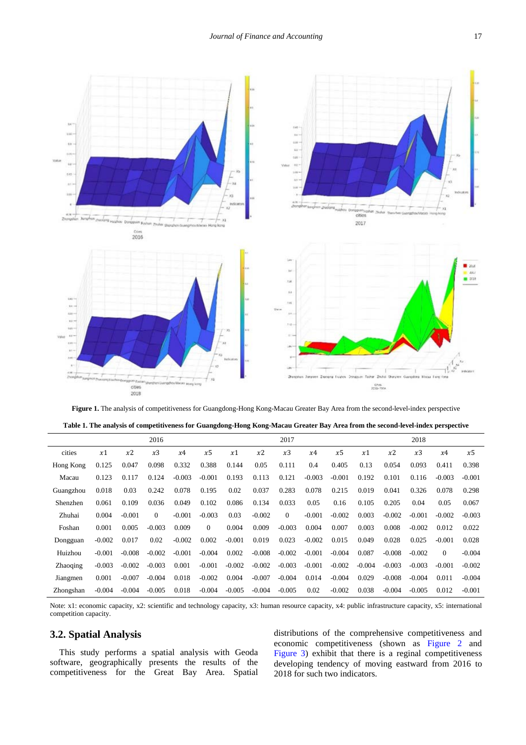**Figure 1.** The analysis of competitiveness for Guangdong-Hong Kong-Macau Greater Bay Area from the second-level-index perspective

**Table 1. The analysis of competitiveness for Guangdong-Hong Kong-Macau Greater Bay Area from the second-level-index perspective**

| | 2016 | | | | | 2017 | | | | | 2018 | | | | |
|---|---|---|---|---|---|---|---|---|---|---|---|---|---|---|---|
| cities | $x1$ | $x2$ | $x3$ | $x4$ | $x5$ | $x1$ | $x2$ | $x3$ | $x4$ | $x5$ | $x1$ | $x2$ | $x3$ | $x4$ | $x5$ |
| Hong Kong | 0.125 | 0.047 | 0.098 | 0.332 | 0.388 | 0.144 | 0.05 | 0.111 | 0.4 | 0.405 | 0.13 | 0.054 | 0.093 | 0.411 | 0.398 |
| Macau | 0.123 | 0.117 | 0.124 | -0.003 | -0.001 | 0.193 | 0.113 | 0.121 | -0.003 | -0.001 | 0.192 | 0.101 | 0.116 | -0.003 | -0.001 |
| Guangzhou | 0.018 | 0.03 | 0.242 | 0.078 | 0.195 | 0.02 | 0.037 | 0.283 | 0.078 | 0.215 | 0.019 | 0.041 | 0.326 | 0.078 | 0.298 |
| Shenzhen | 0.061 | 0.109 | 0.036 | 0.049 | 0.102 | 0.086 | 0.134 | 0.033 | 0.05 | 0.16 | 0.105 | 0.205 | 0.04 | 0.05 | 0.067 |
| Zhuhai | 0.004 | -0.001 | 0 | -0.001 | -0.003 | 0.03 | -0.002 | 0 | -0.001 | -0.002 | 0.003 | -0.002 | -0.001 | -0.002 | -0.003 |
| Foshan | 0.001 | 0.005 | -0.003 | 0.009 | 0 | 0.004 | 0.009 | -0.003 | 0.004 | 0.007 | 0.003 | 0.008 | -0.002 | 0.012 | 0.022 |
| Dongguan | -0.002 | 0.017 | 0.02 | -0.002 | 0.002 | -0.001 | 0.019 | 0.023 | -0.002 | 0.015 | 0.049 | 0.028 | 0.025 | -0.001 | 0.028 |
| Huizhou | -0.001 | -0.008 | -0.002 | -0.001 | -0.004 | 0.002 | -0.008 | -0.002 | -0.001 | -0.004 | 0.087 | -0.008 | -0.002 | 0 | -0.004 |
| Zhaoqing | -0.003 | -0.002 | -0.003 | 0.001 | -0.001 | -0.002 | -0.002 | -0.003 | -0.001 | -0.002 | -0.004 | -0.003 | -0.003 | -0.001 | -0.002 |
| Jiangmen | 0.001 | -0.007 | -0.004 | 0.018 | -0.002 | 0.004 | -0.007 | -0.004 | 0.014 | -0.004 | 0.029 | -0.008 | -0.004 | 0.011 | -0.004 |
| Zhongshan | -0.004 | -0.004 | -0.005 | 0.018 | -0.004 | -0.005 | -0.004 | -0.005 | 0.02 | -0.002 | 0.038 | -0.004 | -0.005 | 0.012 | -0.001 |

Note: x1: economic capacity, x2: scientific and technology capacity, x3: human resource capacity, x4: public infrastructure capacity, x5: international competition capacity.

## 3.2. Spatial Analysis

This study performs a spatial analysis with Geoda software, geographically presents the results of the competitiveness for the Great Bay Area. Spatial distributions of the comprehensive competitiveness and economic competitiveness (shown as Figure 2 and Figure 3) exhibit that there is a reginal competitiveness developing tendency of moving eastward from 2016 to 2018 for such two indicators.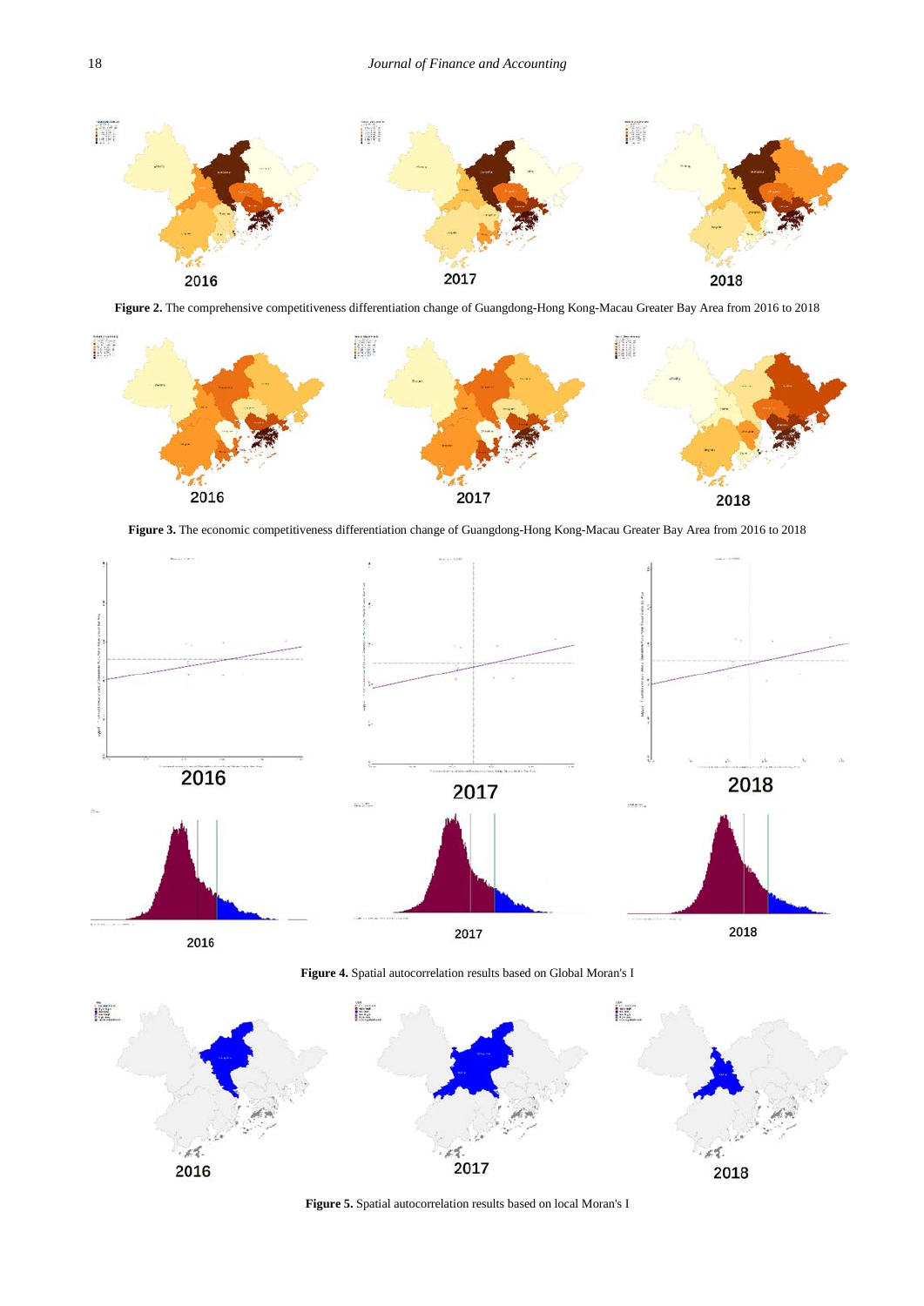2016 2017 2018

**Figure 2.** The comprehensive competitiveness differentiation change of Guangdong-Hong Kong-Macau Greater Bay Area from 2016 to 2018

2016 2017 2018

**Figure 3.** The economic competitiveness differentiation change of Guangdong-Hong Kong-Macau Greater Bay Area from 2016 to 2018

2016 2017 2018

2016 2017 2018

**Figure 4.** Spatial autocorrelation results based on Global Moran's I

2016 2017 2018

**Figure 5.** Spatial autocorrelation results based on local Moran's I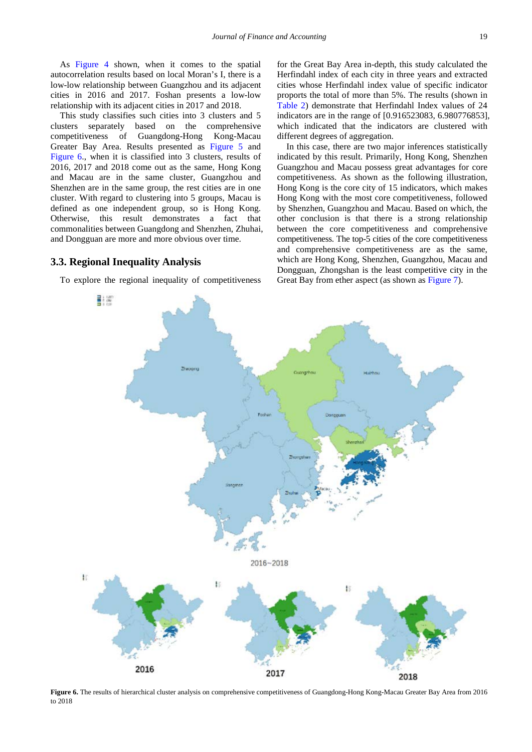As Figure 4 shown, when it comes to the spatial autocorrelation results based on local Moran's I, there is a low-low relationship between Guangzhou and its adjacent cities in 2016 and 2017. Foshan presents a low-low relationship with its adjacent cities in 2017 and 2018.

This study classifies such cities into 3 clusters and 5 clusters separately based on the comprehensive competitiveness of Guangdong-Hong Kong-Macau Greater Bay Area. Results presented as Figure 5 and Figure 6., when it is classified into 3 clusters, results of 2016, 2017 and 2018 come out as the same, Hong Kong and Macau are in the same cluster, Guangzhou and Shenzhen are in the same group, the rest cities are in one cluster. With regard to clustering into 5 groups, Macau is defined as one independent group, so is Hong Kong. Otherwise, this result demonstrates a fact that commonalities between Guangdong and Shenzhen, Zhuhai, and Dongguan are more and more obvious over time.

### 3.3. Regional Inequality Analysis

To explore the regional inequality of competitiveness for the Great Bay Area in-depth, this study calculated the Herfindahl index of each city in three years and extracted cities whose Herfindahl index value of specific indicator proports the total of more than 5%. The results (shown in Table 2) demonstrate that Herfindahl Index values of 24 indicators are in the range of [0.916523083, 6.980776853], which indicated that the indicators are clustered with different degrees of aggregation.

In this case, there are two major inferences statistically indicated by this result. Primarily, Hong Kong, Shenzhen Guangzhou and Macau possess great advantages for core competitiveness. As shown as the following illustration, Hong Kong is the core city of 15 indicators, which makes Hong Kong with the most core competitiveness, followed by Shenzhen, Guangzhou and Macau. Based on which, the other conclusion is that there is a strong relationship between the core competitiveness and comprehensive competitiveness. The top-5 cities of the core competitiveness and comprehensive competitiveness are as the same, which are Hong Kong, Shenzhen, Guangzhou, Macau and Dongguan, Zhongshan is the least competitive city in the Great Bay from ether aspect (as shown as Figure 7).

**Figure 6.** The results of hierarchical cluster analysis on comprehensive competitiveness of Guangdong-Hong Kong-Macau Greater Bay Area from 2016 to 2018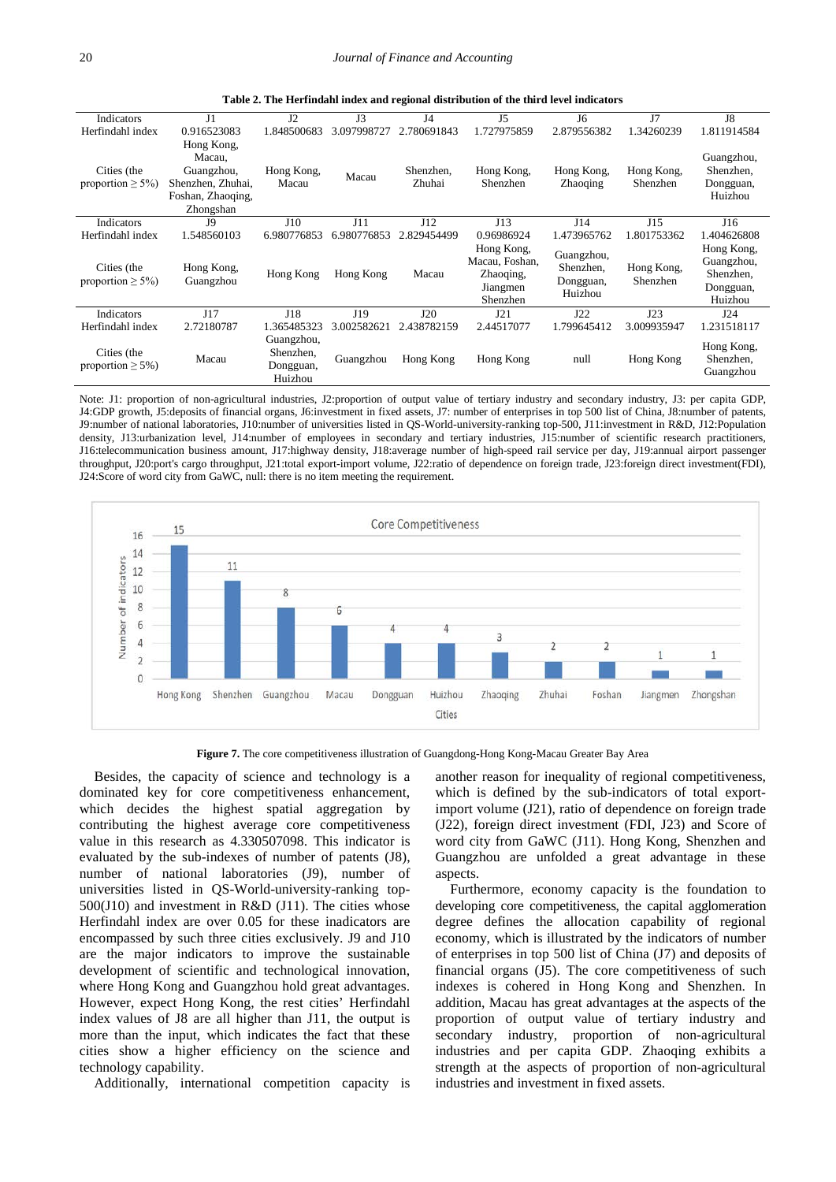**Table 2. The Herfindahl index and regional distribution of the third level indicators**

| Indicators | J1 | J2 | J3 | J4 | J5 | J6 | J7 | J8 |
|---|---|---|---|---|---|---|---|---|
| Herfindahl index | 0.916523083 | 1.848500683 | 3.097998727 | 2.780691843 | 1.727975859 | 2.879556382 | 1.34260239 | 1.811914584 |
| Cities (the proportion ≥ 5%) | Hong Kong, Macau, Guangzhou, Shenzhen, Zhuhai, Foshan, Zhaoqing, Zhongshan | Hong Kong, Macau | Macau | Shenzhen, Zhuhai | Hong Kong, Shenzhen | Hong Kong, Zhaoqing | Hong Kong, Shenzhen | Guangzhou, Shenzhen, Dongguan, Huizhou |
| Indicators | J9 | J10 | J11 | J12 | J13 | J14 | J15 | J16 |
| Herfindahl index | 1.548560103 | 6.980776853 | 6.980776853 | 2.829454499 | 0.96986924 | 1.473965762 | 1.801753362 | 1.404626808 |
| Cities (the proportion ≥ 5%) | Hong Kong, Guangzhou | Hong Kong | Hong Kong | Macau | Hong Kong, Macau, Foshan, Zhaoqing, Jiangmen Shenzhen | Guangzhou, Shenzhen, Dongguan, Huizhou | Hong Kong, Shenzhen | Hong Kong, Guangzhou, Shenzhen, Dongguan, Huizhou |
| Indicators | J17 | J18 | J19 | J20 | J21 | J22 | J23 | J24 |
| Herfindahl index | 2.72180787 | 1.365485323 | 3.002582621 | 2.438782159 | 2.44517077 | 1.799645412 | 3.009935947 | 1.231518117 |
| Cities (the proportion ≥ 5%) | Macau | Guangzhou, Shenzhen, Dongguan, Huizhou | Guangzhou | Hong Kong | Hong Kong | null | Hong Kong | Hong Kong, Shenzhen, Guangzhou |

Note: J1: proportion of non-agricultural industries, J2:proportion of output value of tertiary industry and secondary industry, J3: per capita GDP, J4:GDP growth, J5:deposits of financial organs, J6:investment in fixed assets, J7: number of enterprises in top 500 list of China, J8:number of patents, J9:number of national laboratories, J10:number of universities listed in QS-World-university-ranking top-500, J11:investment in R&D, J12:Population density, J13:urbanization level, J14:number of employees in secondary and tertiary industries, J15:number of scientific research practitioners, J16:telecommunication business amount, J17:highway density, J18:average number of high-speed rail service per day, J19:annual airport passenger throughput, J20:port's cargo throughput, J21:total export-import volume, J22:ratio of dependence on foreign trade, J23:foreign direct investment(FDI), J24:Score of word city from GaWC, null: there is no item meeting the requirement.

**Figure 7.** The core competitiveness illustration of Guangdong-Hong Kong-Macau Greater Bay Area

Besides, the capacity of science and technology is a dominated key for core competitiveness enhancement, which decides the highest spatial aggregation by contributing the highest average core competitiveness value in this research as 4.330507098. This indicator is evaluated by the sub-indexes of number of patents (J8), number of national laboratories (J9), number of universities listed in QS-World-university-ranking top-500(J10) and investment in R&D (J11). The cities whose Herfindahl index are over 0.05 for these inadicators are encompassed by such three cities exclusively. J9 and J10 are the major indicators to improve the sustainable development of scientific and technological innovation, where Hong Kong and Guangzhou hold great advantages. However, expect Hong Kong, the rest cities' Herfindahl index values of J8 are all higher than J11, the output is more than the input, which indicates the fact that these cities show a higher efficiency on the science and technology capability.

Additionally, international competition capacity is another reason for inequality of regional competitiveness, which is defined by the sub-indicators of total export-import volume (J21), ratio of dependence on foreign trade (J22), foreign direct investment (FDI, J23) and Score of word city from GaWC (J11). Hong Kong, Shenzhen and Guangzhou are unfolded a great advantage in these aspects.

Furthermore, economy capacity is the foundation to developing core competitiveness, the capital agglomeration degree defines the allocation capability of regional economy, which is illustrated by the indicators of number of enterprises in top 500 list of China (J7) and deposits of financial organs (J5). The core competitiveness of such indexes is cohered in Hong Kong and Shenzhen. In addition, Macau has great advantages at the aspects of the proportion of output value of tertiary industry and secondary industry, proportion of non-agricultural industries and per capita GDP. Zhaoqing exhibits a strength at the aspects of proportion of non-agricultural industries and investment in fixed assets.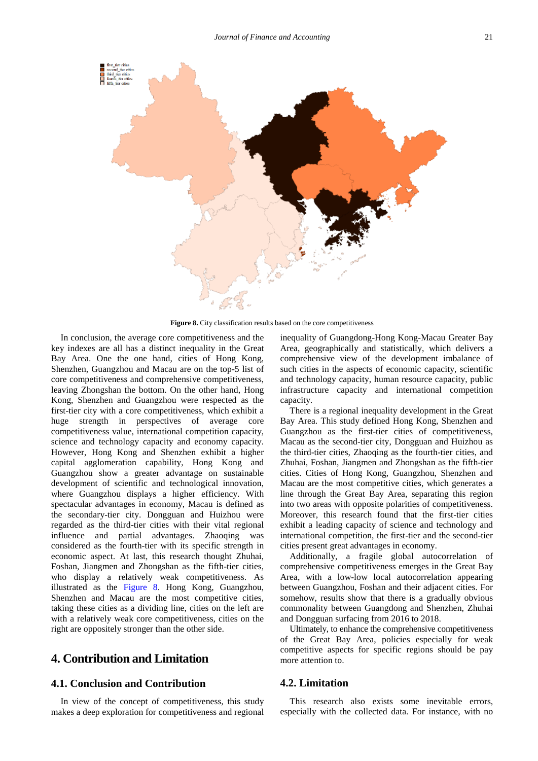Figure 8. City classification results based on the core competitiveness

In conclusion, the average core competitiveness and the key indexes are all has a distinct inequality in the Great Bay Area. One the one hand, cities of Hong Kong, Shenzhen, Guangzhou and Macau are on the top-5 list of core competitiveness and comprehensive competitiveness, leaving Zhongshan the bottom. On the other hand, Hong Kong, Shenzhen and Guangzhou were respected as the first-tier city with a core competitiveness, which exhibit a huge strength in perspectives of average core competitiveness value, international competition capacity, science and technology capacity and economy capacity. However, Hong Kong and Shenzhen exhibit a higher capital agglomeration capability, Hong Kong and Guangzhou show a greater advantage on sustainable development of scientific and technological innovation, where Guangzhou displays a higher efficiency. With spectacular advantages in economy, Macau is defined as the secondary-tier city. Dongguan and Huizhou were regarded as the third-tier cities with their vital regional influence and partial advantages. Zhaoqing was considered as the fourth-tier with its specific strength in economic aspect. At last, this research thought Zhuhai, Foshan, Jiangmen and Zhongshan as the fifth-tier cities, who display a relatively weak competitiveness. As illustrated as the Figure 8. Hong Kong, Guangzhou, Shenzhen and Macau are the most competitive cities, taking these cities as a dividing line, cities on the left are with a relatively weak core competitiveness, cities on the right are oppositely stronger than the other side.

# 4. Contribution and Limitation

## 4.1. Conclusion and Contribution

In view of the concept of competitiveness, this study makes a deep exploration for competitiveness and regional inequality of Guangdong-Hong Kong-Macau Greater Bay Area, geographically and statistically, which delivers a comprehensive view of the development imbalance of such cities in the aspects of economic capacity, scientific and technology capacity, human resource capacity, public infrastructure capacity and international competition capacity.

There is a regional inequality development in the Great Bay Area. This study defined Hong Kong, Shenzhen and Guangzhou as the first-tier cities of competitiveness, Macau as the second-tier city, Dongguan and Huizhou as the third-tier cities, Zhaoqing as the fourth-tier cities, and Zhuhai, Foshan, Jiangmen and Zhongshan as the fifth-tier cities. Cities of Hong Kong, Guangzhou, Shenzhen and Macau are the most competitive cities, which generates a line through the Great Bay Area, separating this region into two areas with opposite polarities of competitiveness. Moreover, this research found that the first-tier cities exhibit a leading capacity of science and technology and international competition, the first-tier and the second-tier cities present great advantages in economy.

Additionally, a fragile global autocorrelation of comprehensive competitiveness emerges in the Great Bay Area, with a low-low local autocorrelation appearing between Guangzhou, Foshan and their adjacent cities. For somehow, results show that there is a gradually obvious commonality between Guangdong and Shenzhen, Zhuhai and Dongguan surfacing from 2016 to 2018.

Ultimately, to enhance the comprehensive competitiveness of the Great Bay Area, policies especially for weak competitive aspects for specific regions should be pay more attention to.

## 4.2. Limitation

This research also exists some inevitable errors, especially with the collected data. For instance, with no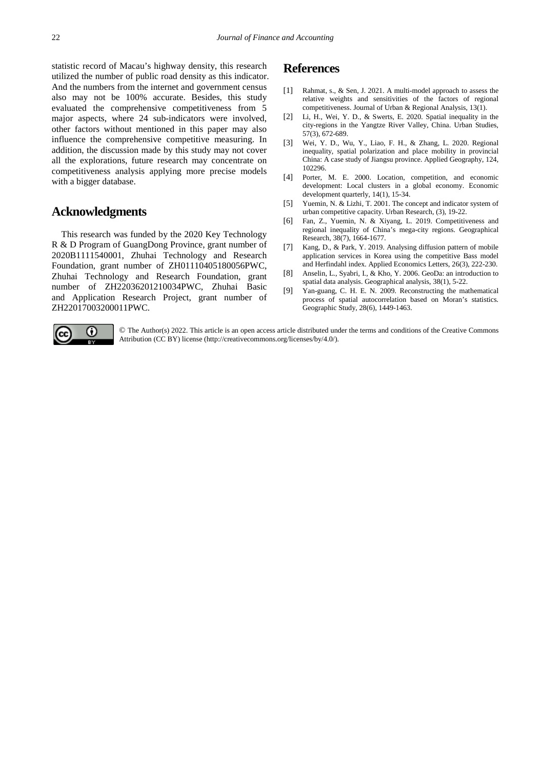statistic record of Macau's highway density, this research utilized the number of public road density as this indicator. And the numbers from the internet and government census also may not be 100% accurate. Besides, this study evaluated the comprehensive competitiveness from 5 major aspects, where 24 sub-indicators were involved, other factors without mentioned in this paper may also influence the comprehensive competitive measuring. In addition, the discussion made by this study may not cover all the explorations, future research may concentrate on competitiveness analysis applying more precise models with a bigger database.

## Acknowledgments

This research was funded by the 2020 Key Technology R & D Program of GuangDong Province, grant number of 2020B1111540001, Zhuhai Technology and Research Foundation, grant number of ZH01110405180056PWC, Zhuhai Technology and Research Foundation, grant number of ZH22036201210034PWC, Zhuhai Basic and Application Research Project, grant number of ZH22017003200011PWC.

## References

[1] Rahmat, s., & Sen, J. 2021. A multi-model approach to assess the relative weights and sensitivities of the factors of regional competitiveness. Journal of Urban & Regional Analysis, 13(1).

[2] Li, H., Wei, Y. D., & Swerts, E. 2020. Spatial inequality in the city-regions in the Yangtze River Valley, China. Urban Studies, 57(3), 672-689.

[3] Wei, Y. D., Wu, Y., Liao, F. H., & Zhang, L. 2020. Regional inequality, spatial polarization and place mobility in provincial China: A case study of Jiangsu province. Applied Geography, 124, 102296.

[4] Porter, M. E. 2000. Location, competition, and economic development: Local clusters in a global economy. Economic development quarterly, 14(1), 15-34.

[5] Yuemin, N. & Lizhi, T. 2001. The concept and indicator system of urban competitive capacity. Urban Research, (3), 19-22.

[6] Fan, Z., Yuemin, N. & Xiyang, L. 2019. Competitiveness and regional inequality of China's mega-city regions. Geographical Research, 38(7), 1664-1677.

[7] Kang, D., & Park, Y. 2019. Analysing diffusion pattern of mobile application services in Korea using the competitive Bass model and Herfindahl index. Applied Economics Letters, 26(3), 222-230.

[8] Anselin, L., Syabri, I., & Kho, Y. 2006. GeoDa: an introduction to spatial data analysis. Geographical analysis, 38(1), 5-22.

[9] Yan-guang, C. H. E. N. 2009. Reconstructing the mathematical process of spatial autocorrelation based on Moran's statistics. Geographic Study, 28(6), 1449-1463.

© The Author(s) 2022. This article is an open access article distributed under the terms and conditions of the Creative Commons Attribution (CC BY) license (http://creativecommons.org/licenses/by/4.0/).